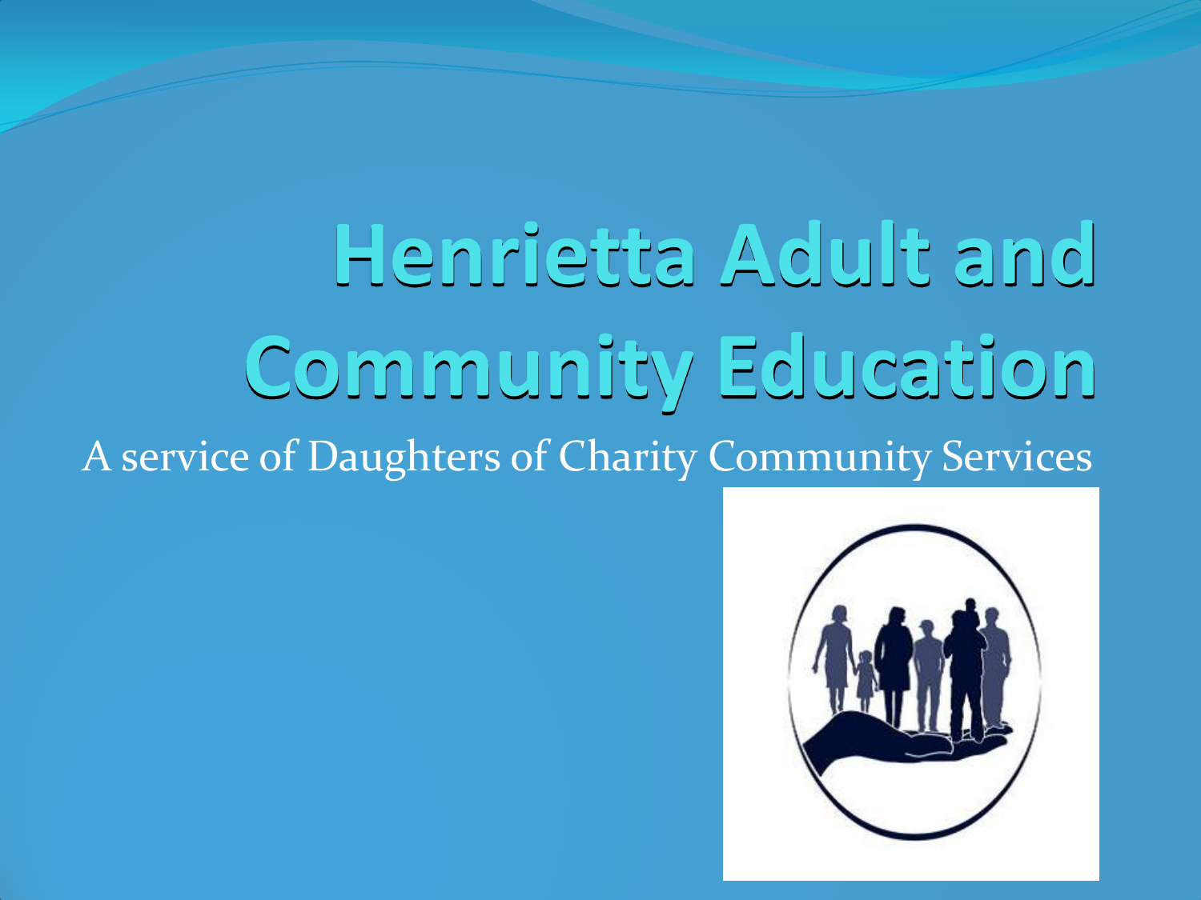# Henrietta Adult and Community Education

A service of Daughters of Charity Community Services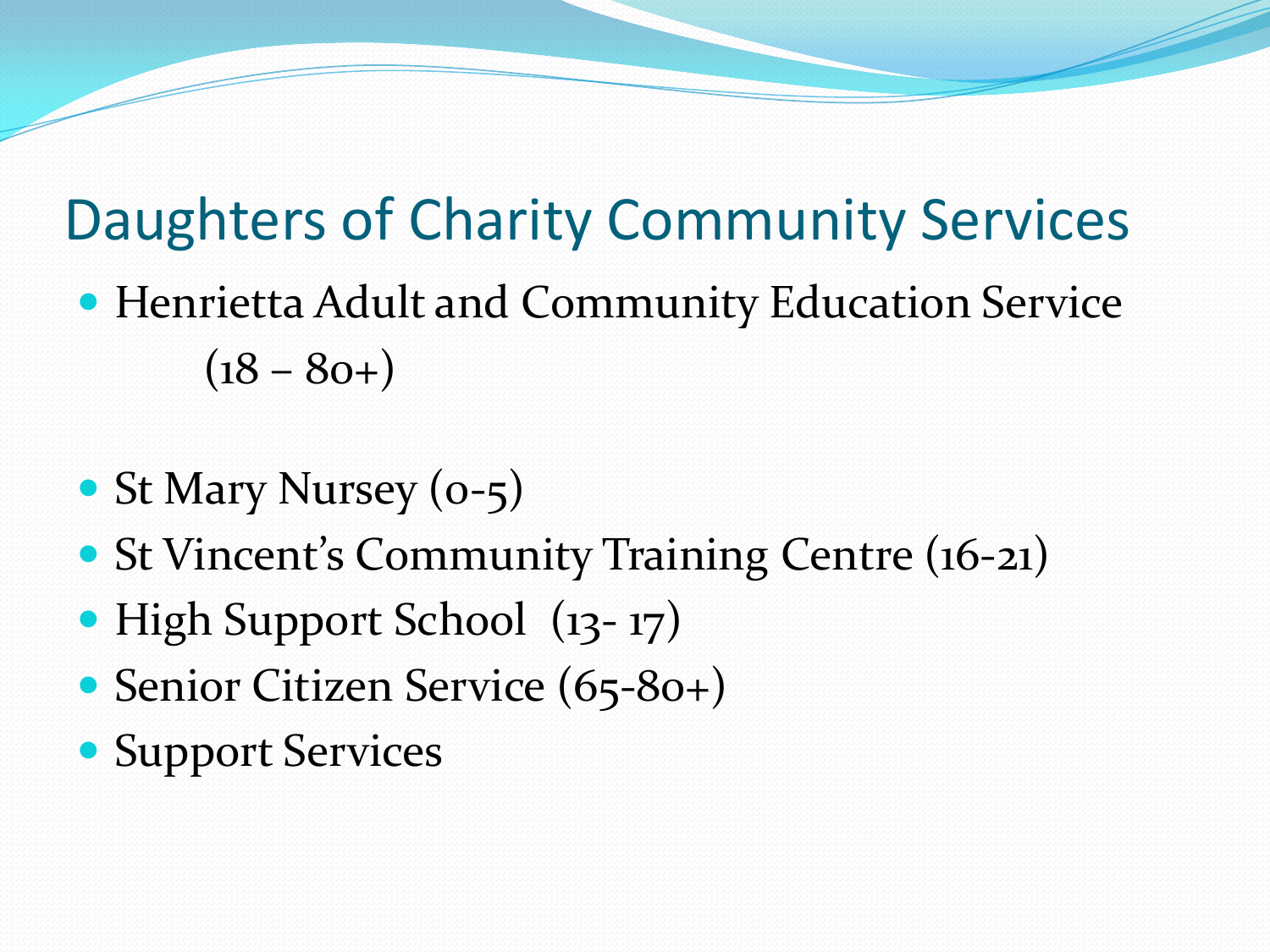# Daughters of Charity Community Services

- Henrietta Adult and Community Education Service (18 – 80+)
- St Mary Nursey (0-5)
- St Vincent's Community Training Centre (16-21)
- High Support School (13- 17)
- Senior Citizen Service (65-80+)
- Support Services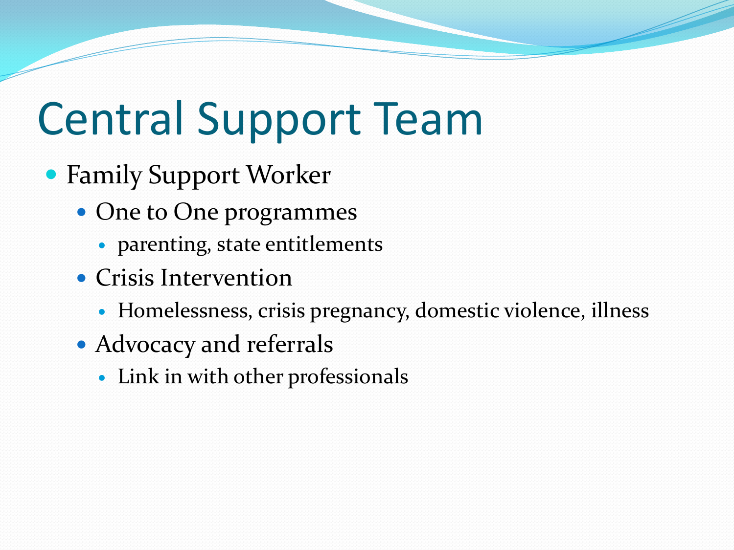# Central Support Team

- Family Support Worker
  - One to One programmes
    - parenting, state entitlements
  - Crisis Intervention
    - Homelessness, crisis pregnancy, domestic violence, illness
  - Advocacy and referrals
    - Link in with other professionals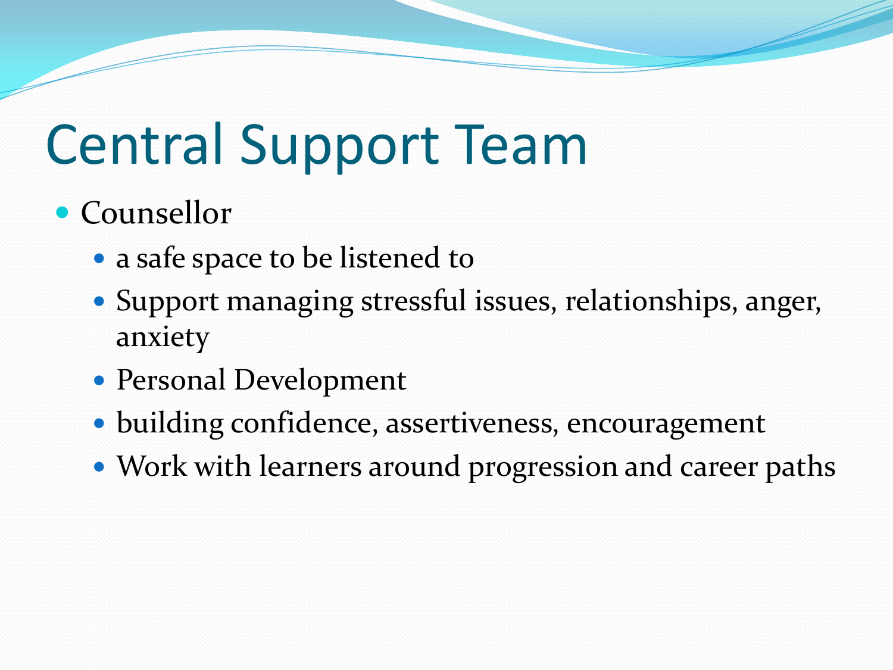# Central Support Team

- Counsellor
  - a safe space to be listened to
  - Support managing stressful issues, relationships, anger, anxiety
  - Personal Development
  - building confidence, assertiveness, encouragement
  - Work with learners around progression and career paths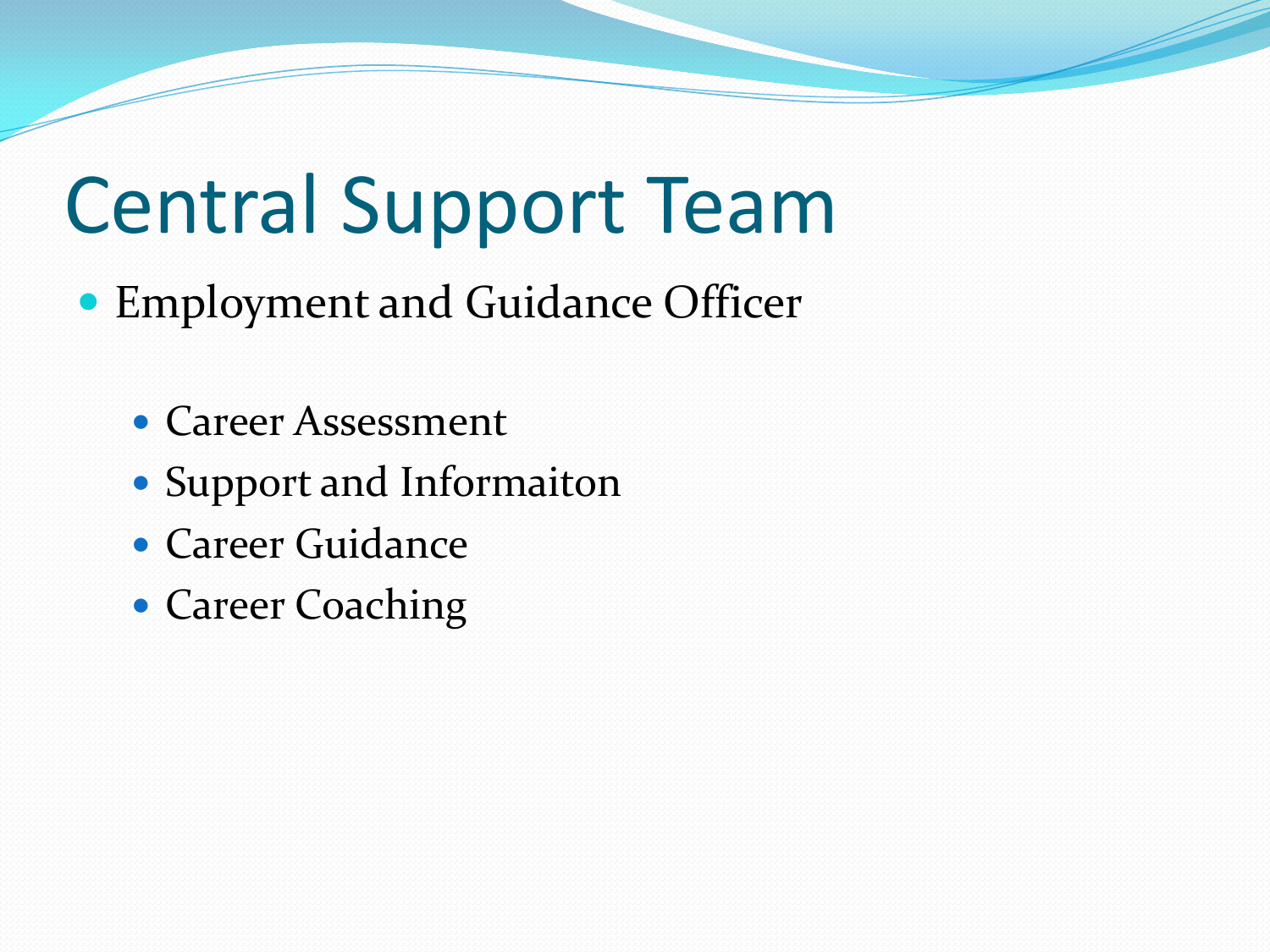# Central Support Team

- Employment and Guidance Officer
  - Career Assessment
  - Support and Informaiton
  - Career Guidance
  - Career Coaching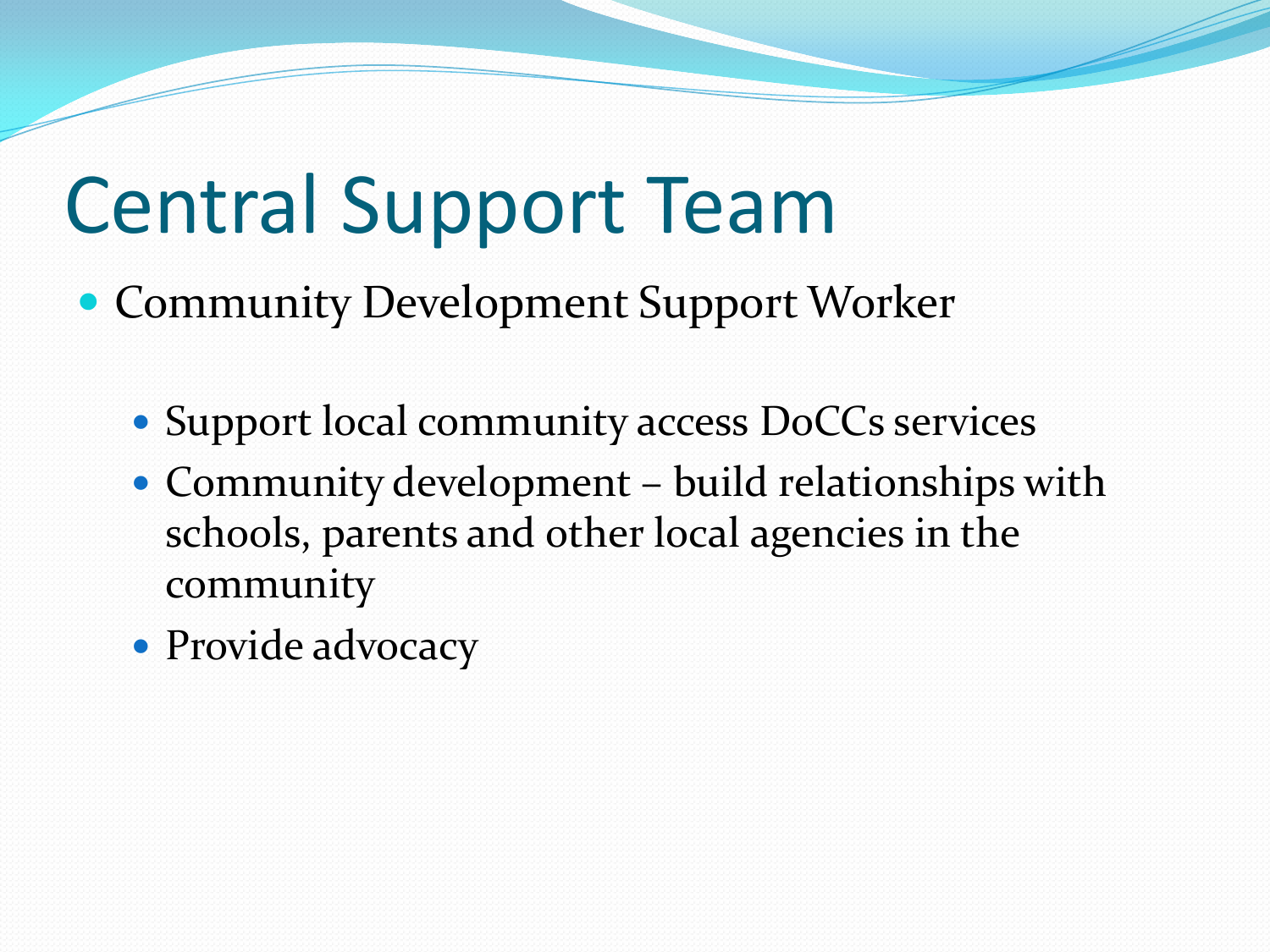# Central Support Team

- Community Development Support Worker

  - Support local community access DoCCs services
  - Community development – build relationships with schools, parents and other local agencies in the community
  - Provide advocacy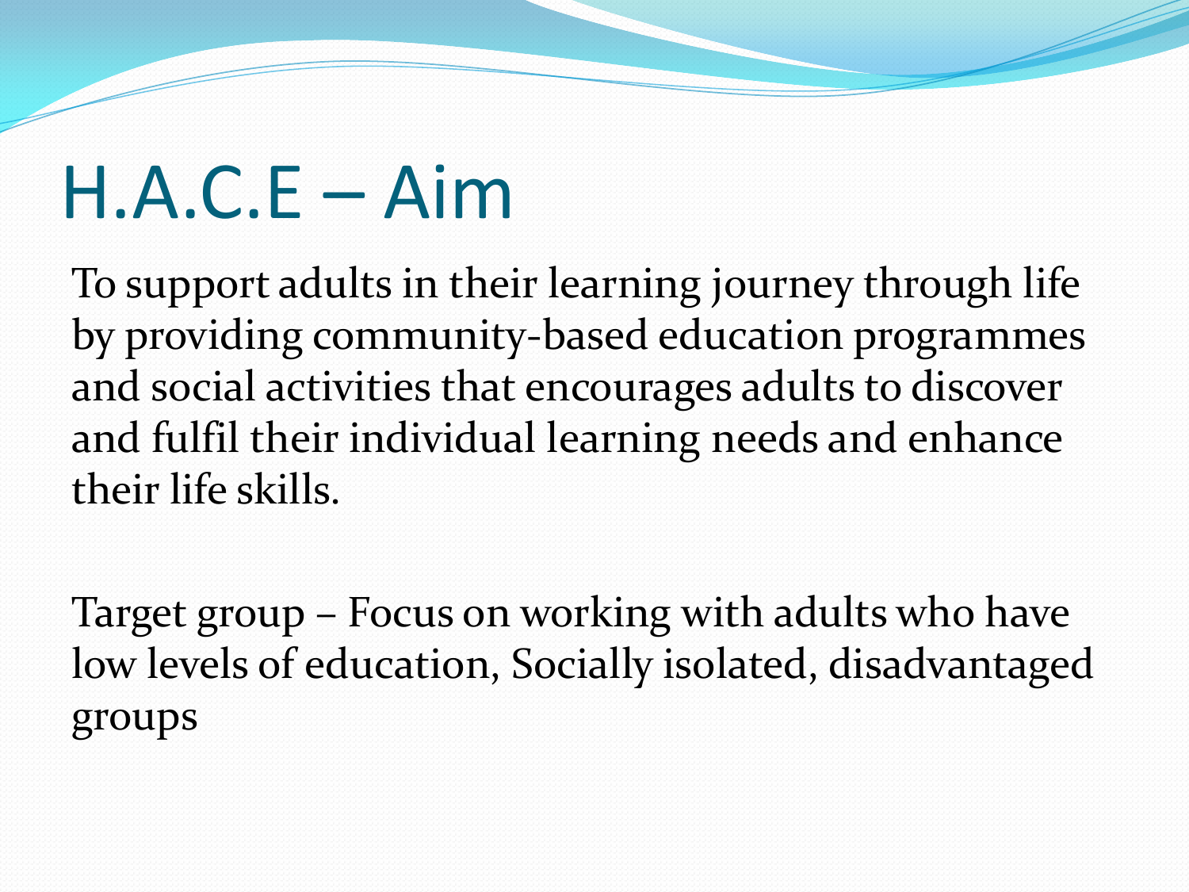# H.A.C.E – Aim

To support adults in their learning journey through life by providing community-based education programmes and social activities that encourages adults to discover and fulfil their individual learning needs and enhance their life skills.

Target group – Focus on working with adults who have low levels of education, Socially isolated, disadvantaged groups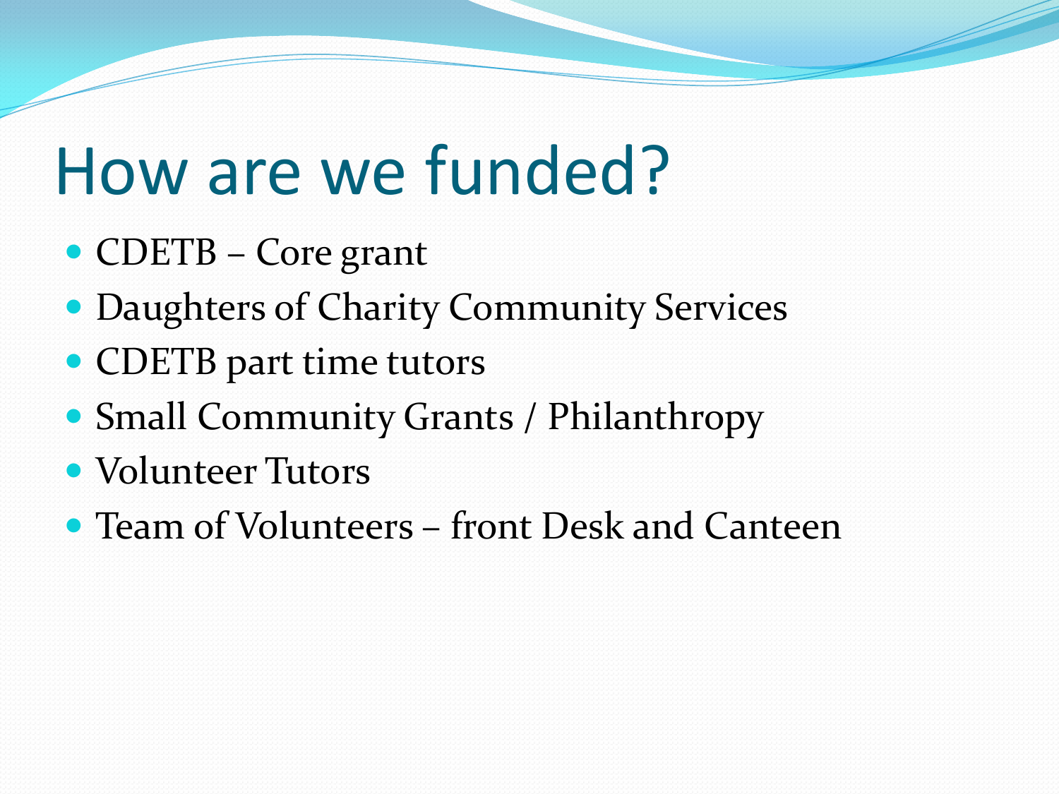# How are we funded?

- CDETB – Core grant
- Daughters of Charity Community Services
- CDETB part time tutors
- Small Community Grants / Philanthropy
- Volunteer Tutors
- Team of Volunteers – front Desk and Canteen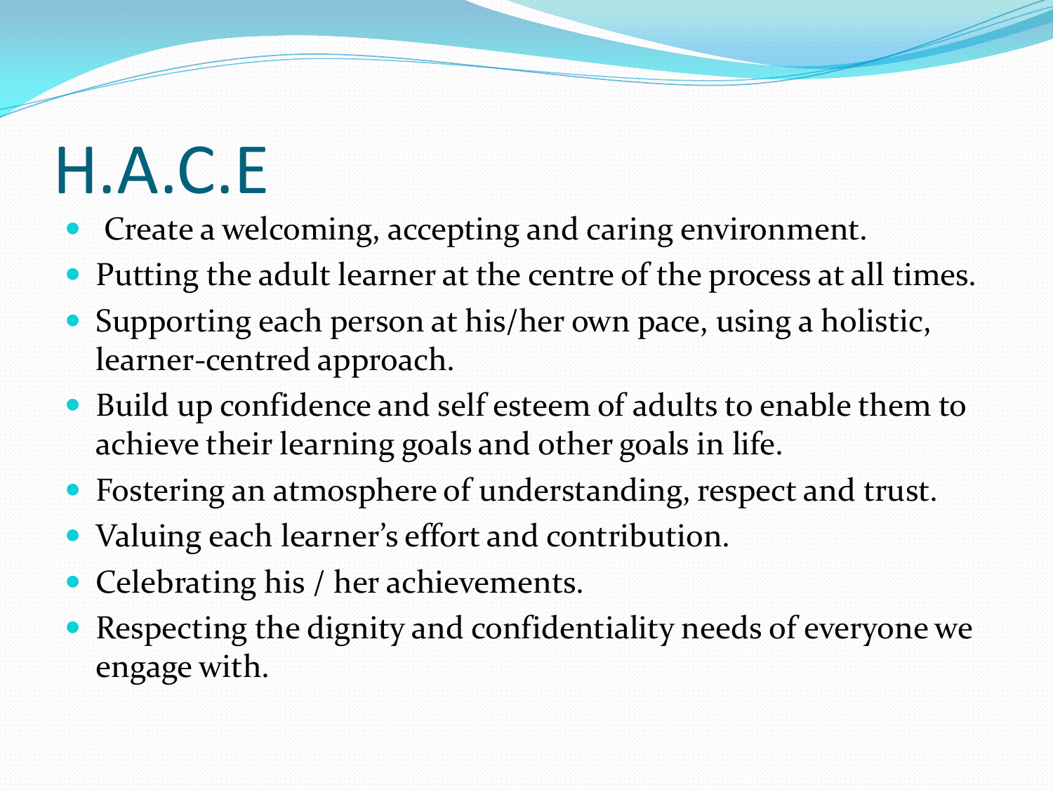# H.A.C.E

- Create a welcoming, accepting and caring environment.
- Putting the adult learner at the centre of the process at all times.
- Supporting each person at his/her own pace, using a holistic, learner-centred approach.
- Build up confidence and self esteem of adults to enable them to achieve their learning goals and other goals in life.
- Fostering an atmosphere of understanding, respect and trust.
- Valuing each learner's effort and contribution.
- Celebrating his / her achievements.
- Respecting the dignity and confidentiality needs of everyone we engage with.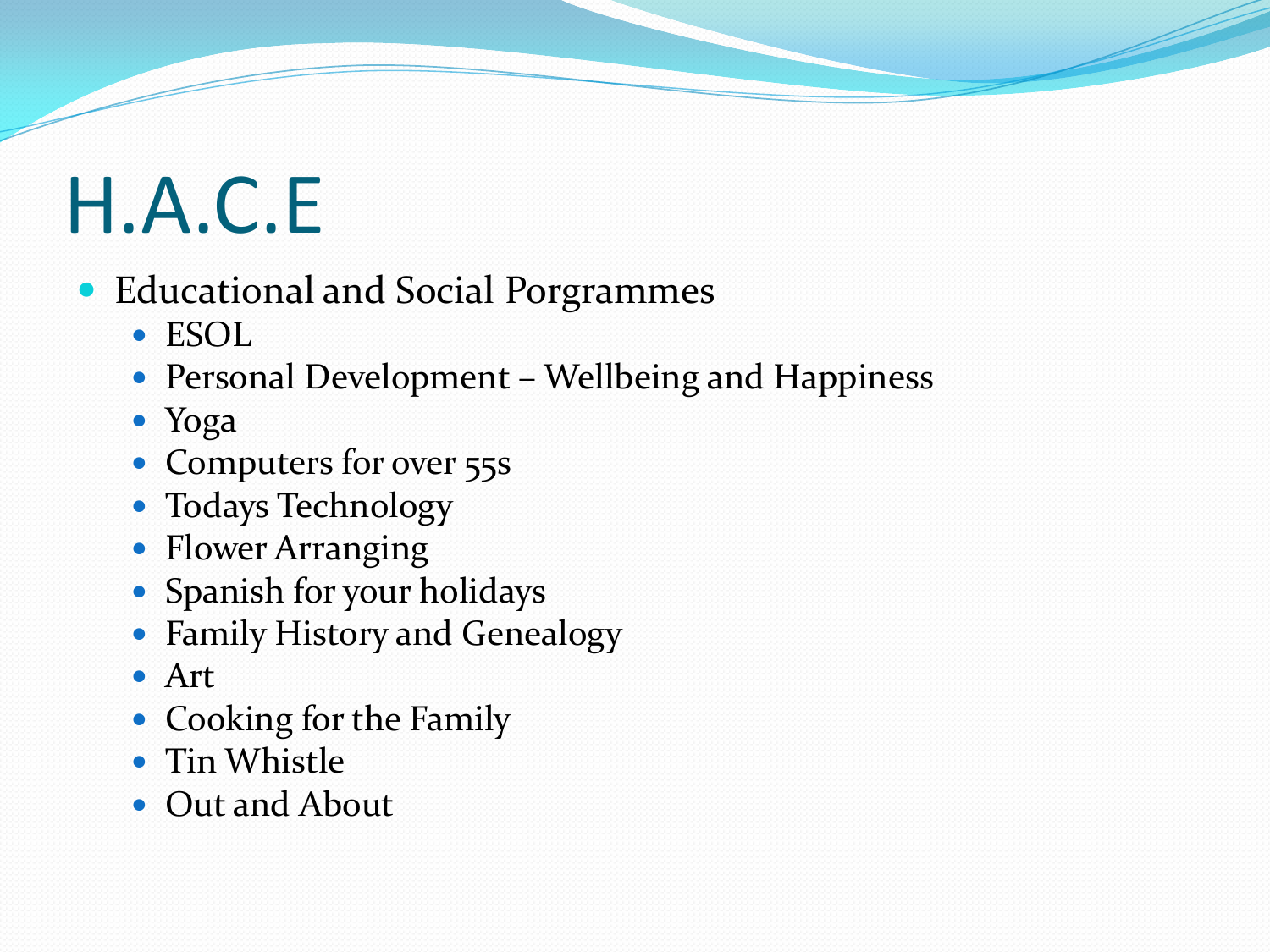# H.A.C.E

- Educational and Social Porgrammes
  - ESOL
  - Personal Development – Wellbeing and Happiness
  - Yoga
  - Computers for over 55s
  - Todays Technology
  - Flower Arranging
  - Spanish for your holidays
  - Family History and Genealogy
  - Art
  - Cooking for the Family
  - Tin Whistle
  - Out and About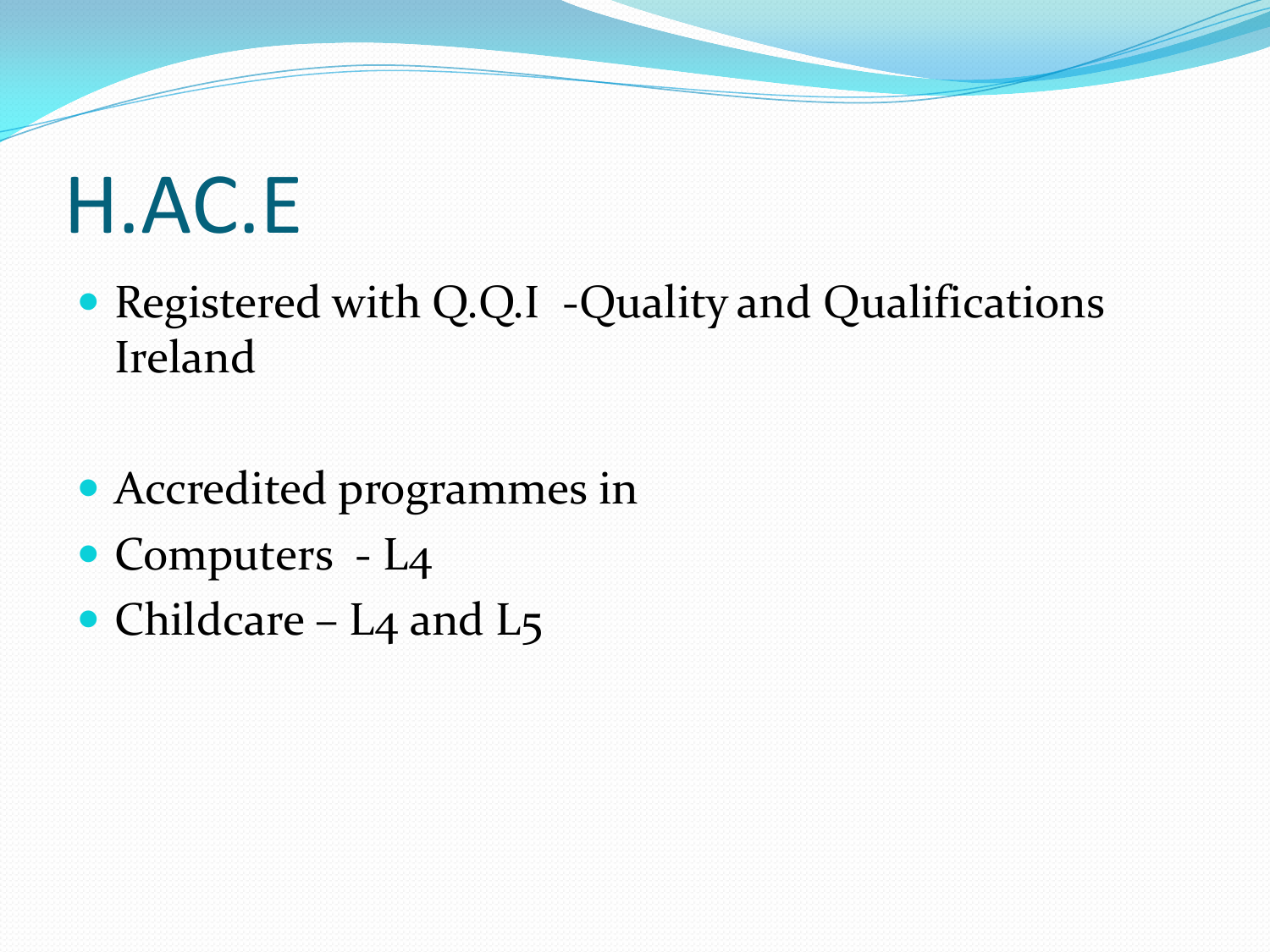# H.AC.E

- Registered with Q.Q.I -Quality and Qualifications Ireland

- Accredited programmes in
- Computers - L4
- Childcare – L4 and L5